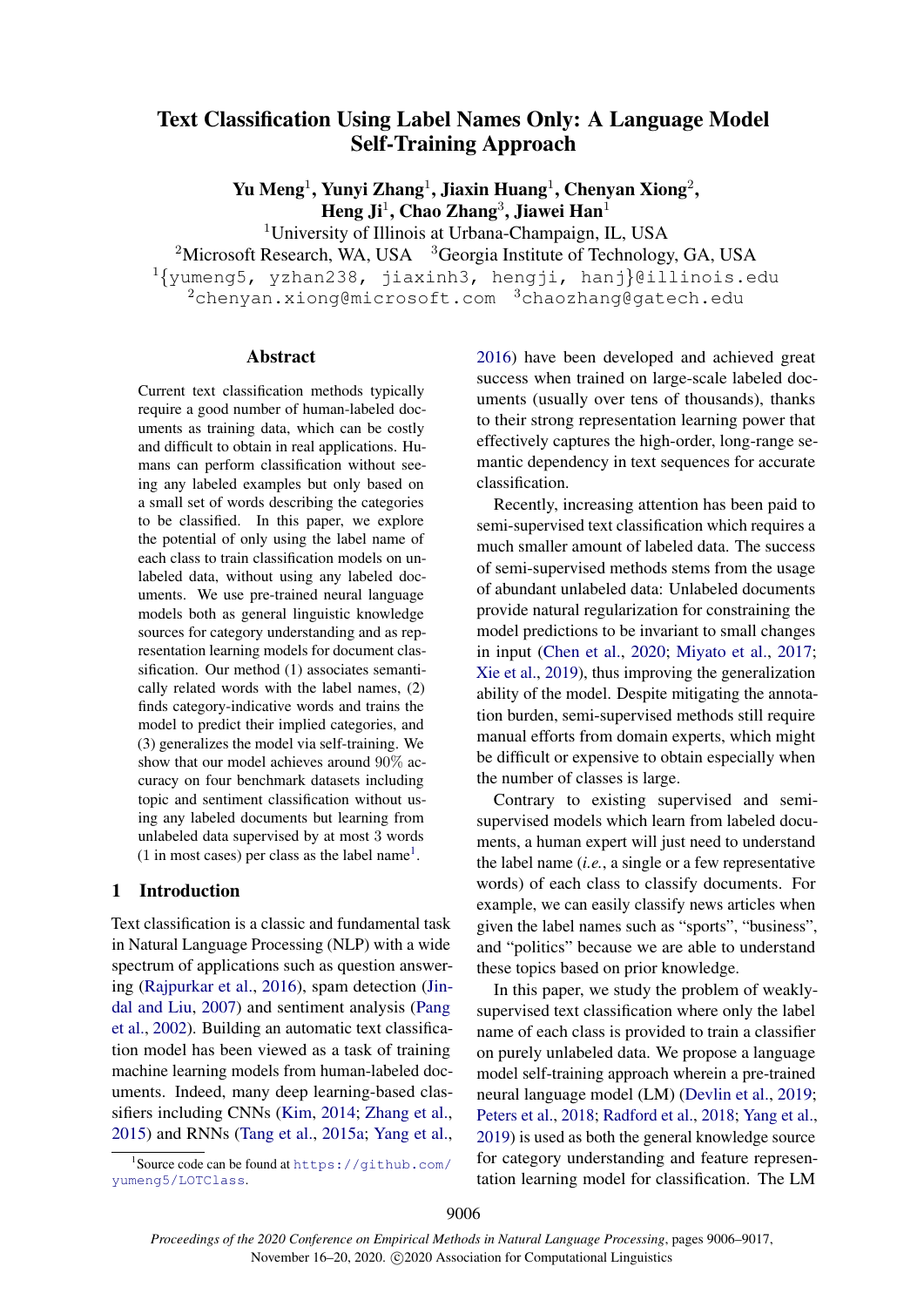# Text Classification Using Label Names Only: A Language Model Self-Training Approach

**Yu Meng[1], Yunyi Zhang[1], Jiaxin Huang[1], Chenyan Xiong[2], Heng Ji[1], Chao Zhang[3], Jiawei Han[1]**

[1]University of Illinois at Urbana-Champaign, IL, USA
[2]Microsoft Research, WA, USA [3]Georgia Institute of Technology, GA, USA
[1]{yumeng5, yzhan238, jiaxinh3, hengji, hanj}@illinois.edu
[2]chenyan.xiong@microsoft.com [3]chaozhang@gatech.edu

## Abstract

Current text classification methods typically require a good number of human-labeled documents as training data, which can be costly and difficult to obtain in real applications. Humans can perform classification without seeing any labeled examples but only based on a small set of words describing the categories to be classified. In this paper, we explore the potential of only using the label name of each class to train classification models on unlabeled data, without using any labeled documents. We use pre-trained neural language models both as general linguistic knowledge sources for category understanding and as representation learning models for document classification. Our method (1) associates semantically related words with the label names, (2) finds category-indicative words and trains the model to predict their implied categories, and (3) generalizes the model via self-training. We show that our model achieves around 90% accuracy on four benchmark datasets including topic and sentiment classification without using any labeled documents but learning from unlabeled data supervised by at most 3 words (1 in most cases) per class as the label name[1].

## 1 Introduction

Text classification is a classic and fundamental task in Natural Language Processing (NLP) with a wide spectrum of applications such as question answering (Rajpurkar et al., 2016), spam detection (Jindal and Liu, 2007) and sentiment analysis (Pang et al., 2002). Building an automatic text classification model has been viewed as a task of training machine learning models from human-labeled documents. Indeed, many deep learning-based classifiers including CNNs (Kim, 2014; Zhang et al., 2015) and RNNs (Tang et al., 2015a; Yang et al., 2016) have been developed and achieved great success when trained on large-scale labeled documents (usually over tens of thousands), thanks to their strong representation learning power that effectively captures the high-order, long-range semantic dependency in text sequences for accurate classification.

Recently, increasing attention has been paid to semi-supervised text classification which requires a much smaller amount of labeled data. The success of semi-supervised methods stems from the usage of abundant unlabeled data: Unlabeled documents provide natural regularization for constraining the model predictions to be invariant to small changes in input (Chen et al., 2020; Miyato et al., 2017; Xie et al., 2019), thus improving the generalization ability of the model. Despite mitigating the annotation burden, semi-supervised methods still require manual efforts from domain experts, which might be difficult or expensive to obtain especially when the number of classes is large.

Contrary to existing supervised and semi-supervised models which learn from labeled documents, a human expert will just need to understand the label name (*i.e.*, a single or a few representative words) of each class to classify documents. For example, we can easily classify news articles when given the label names such as "sports", "business", and "politics" because we are able to understand these topics based on prior knowledge.

In this paper, we study the problem of weakly-supervised text classification where only the label name of each class is provided to train a classifier on purely unlabeled data. We propose a language model self-training approach wherein a pre-trained neural language model (LM) (Devlin et al., 2019; Peters et al., 2018; Radford et al., 2018; Yang et al., 2019) is used as both the general knowledge source for category understanding and feature representation learning model for classification. The LM

[1]Source code can be found at https://github.com/yumeng5/LOTClass.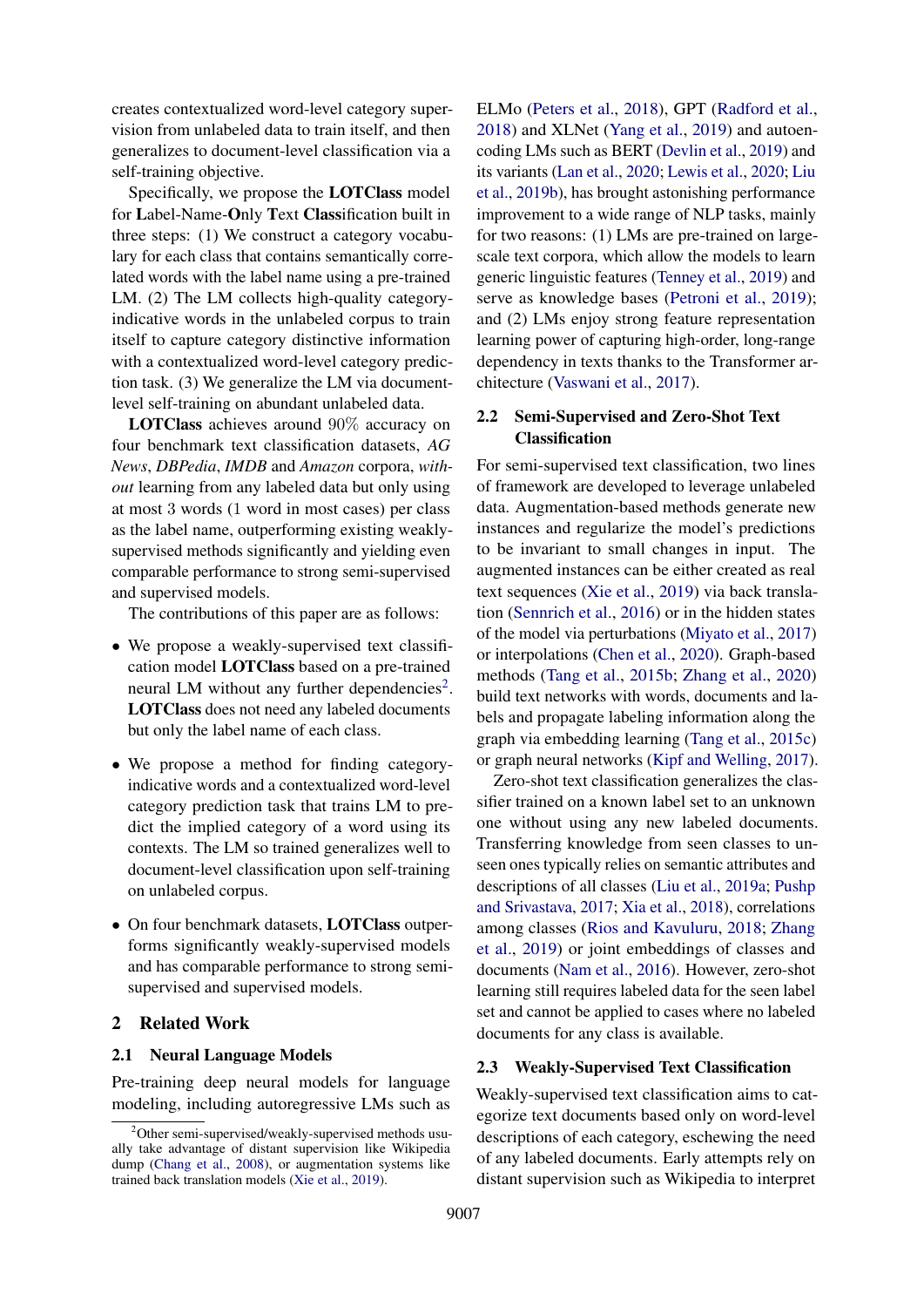creates contextualized word-level category supervision from unlabeled data to train itself, and then generalizes to document-level classification via a self-training objective.

Specifically, we propose the **LOTClass** model for **L**abel-Name-**O**nly **T**ext **Class**ification built in three steps: (1) We construct a category vocabulary for each class that contains semantically correlated words with the label name using a pre-trained LM. (2) The LM collects high-quality category-indicative words in the unlabeled corpus to train itself to capture category distinctive information with a contextualized word-level category prediction task. (3) We generalize the LM via document-level self-training on abundant unlabeled data.

**LOTClass** achieves around 90% accuracy on four benchmark text classification datasets, *AG News*, *DBPedia*, *IMDB* and *Amazon* corpora, *without* learning from any labeled data but only using at most 3 words (1 word in most cases) per class as the label name, outperforming existing weakly-supervised methods significantly and yielding even comparable performance to strong semi-supervised and supervised models.

The contributions of this paper are as follows:

- We propose a weakly-supervised text classification model **LOTClass** based on a pre-trained neural LM without any further dependencies[2]. **LOTClass** does not need any labeled documents but only the label name of each class.
- We propose a method for finding category-indicative words and a contextualized word-level category prediction task that trains LM to predict the implied category of a word using its contexts. The LM so trained generalizes well to document-level classification upon self-training on unlabeled corpus.
- On four benchmark datasets, **LOTClass** outperforms significantly weakly-supervised models and has comparable performance to strong semi-supervised and supervised models.

## 2 Related Work

### 2.1 Neural Language Models

Pre-training deep neural models for language modeling, including autoregressive LMs such as ELMo (Peters et al., 2018), GPT (Radford et al., 2018) and XLNet (Yang et al., 2019) and autoencoding LMs such as BERT (Devlin et al., 2019) and its variants (Lan et al., 2020; Lewis et al., 2020; Liu et al., 2019b), has brought astonishing performance improvement to a wide range of NLP tasks, mainly for two reasons: (1) LMs are pre-trained on large-scale text corpora, which allow the models to learn generic linguistic features (Tenney et al., 2019) and serve as knowledge bases (Petroni et al., 2019); and (2) LMs enjoy strong feature representation learning power of capturing high-order, long-range dependency in texts thanks to the Transformer architecture (Vaswani et al., 2017).

### 2.2 Semi-Supervised and Zero-Shot Text Classification

For semi-supervised text classification, two lines of framework are developed to leverage unlabeled data. Augmentation-based methods generate new instances and regularize the model's predictions to be invariant to small changes in input. The augmented instances can be either created as real text sequences (Xie et al., 2019) via back translation (Sennrich et al., 2016) or in the hidden states of the model via perturbations (Miyato et al., 2017) or interpolations (Chen et al., 2020). Graph-based methods (Tang et al., 2015b; Zhang et al., 2020) build text networks with words, documents and labels and propagate labeling information along the graph via embedding learning (Tang et al., 2015c) or graph neural networks (Kipf and Welling, 2017).

Zero-shot text classification generalizes the classifier trained on a known label set to an unknown one without using any new labeled documents. Transferring knowledge from seen classes to unseen ones typically relies on semantic attributes and descriptions of all classes (Liu et al., 2019a; Pushp and Srivastava, 2017; Xia et al., 2018), correlations among classes (Rios and Kavuluru, 2018; Zhang et al., 2019) or joint embeddings of classes and documents (Nam et al., 2016). However, zero-shot learning still requires labeled data for the seen label set and cannot be applied to cases where no labeled documents for any class is available.

### 2.3 Weakly-Supervised Text Classification

Weakly-supervised text classification aims to categorize text documents based only on word-level descriptions of each category, eschewing the need of any labeled documents. Early attempts rely on distant supervision such as Wikipedia to interpret

[2] Other semi-supervised/weakly-supervised methods usually take advantage of distant supervision like Wikipedia dump (Chang et al., 2008), or augmentation systems like trained back translation models (Xie et al., 2019).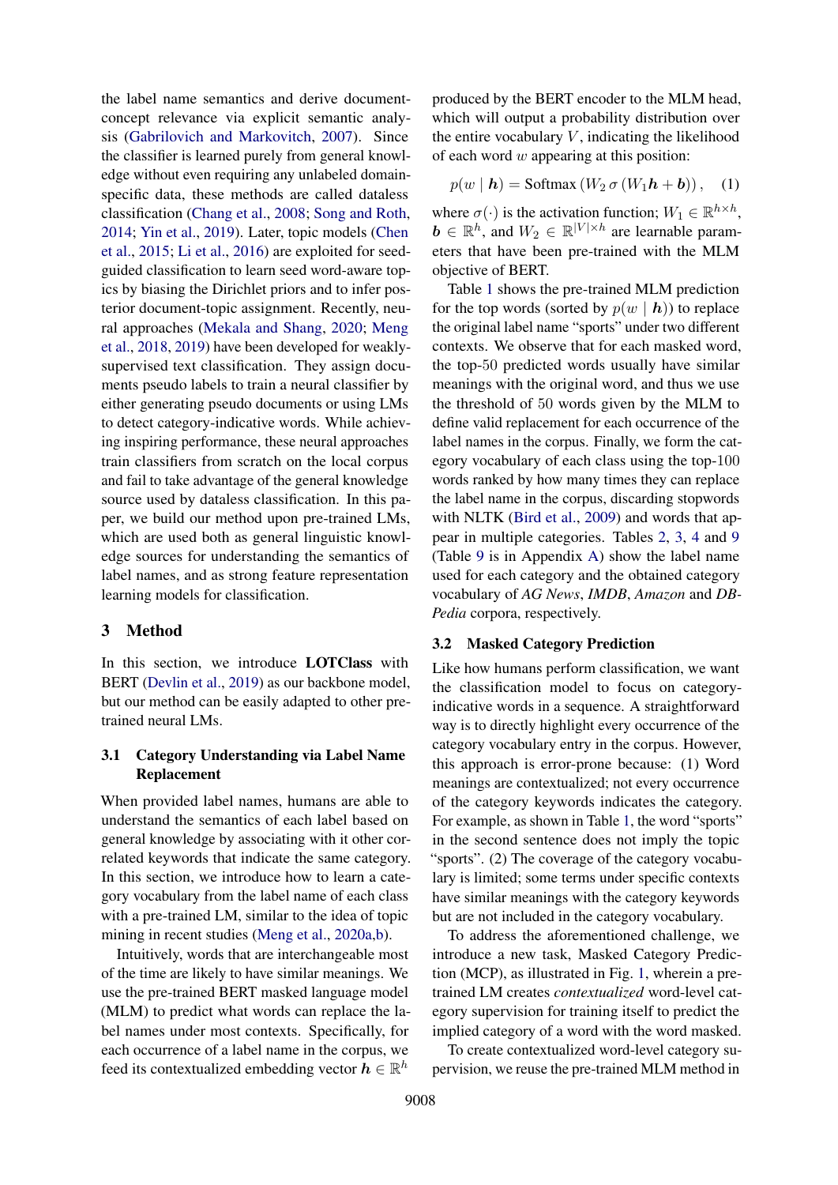the label name semantics and derive document-concept relevance via explicit semantic analysis (Gabrilovich and Markovitch, 2007). Since the classifier is learned purely from general knowledge without even requiring any unlabeled domain-specific data, these methods are called dataless classification (Chang et al., 2008; Song and Roth, 2014; Yin et al., 2019). Later, topic models (Chen et al., 2015; Li et al., 2016) are exploited for seed-guided classification to learn seed word-aware topics by biasing the Dirichlet priors and to infer posterior document-topic assignment. Recently, neural approaches (Mekala and Shang, 2020; Meng et al., 2018, 2019) have been developed for weakly-supervised text classification. They assign documents pseudo labels to train a neural classifier by either generating pseudo documents or using LMs to detect category-indicative words. While achieving inspiring performance, these neural approaches train classifiers from scratch on the local corpus and fail to take advantage of the general knowledge source used by dataless classification. In this paper, we build our method upon pre-trained LMs, which are used both as general linguistic knowledge sources for understanding the semantics of label names, and as strong feature representation learning models for classification.

# 3 Method

In this section, we introduce **LOTClass** with BERT (Devlin et al., 2019) as our backbone model, but our method can be easily adapted to other pre-trained neural LMs.

## 3.1 Category Understanding via Label Name Replacement

When provided label names, humans are able to understand the semantics of each label based on general knowledge by associating with it other correlated keywords that indicate the same category. In this section, we introduce how to learn a category vocabulary from the label name of each class with a pre-trained LM, similar to the idea of topic mining in recent studies (Meng et al., 2020a,b).

Intuitively, words that are interchangeable most of the time are likely to have similar meanings. We use the pre-trained BERT masked language model (MLM) to predict what words can replace the label names under most contexts. Specifically, for each occurrence of a label name in the corpus, we feed its contextualized embedding vector $\boldsymbol{h} \in \mathbb{R}^h$ produced by the BERT encoder to the MLM head, which will output a probability distribution over the entire vocabulary $V$, indicating the likelihood of each word $w$ appearing at this position:

$$p(w \mid \boldsymbol{h}) = \text{Softmax}\left(W_2 \, \sigma\left(W_1 \boldsymbol{h} + \boldsymbol{b}\right)\right), \quad (1)$$

where $\sigma(\cdot)$ is the activation function; $W_1 \in \mathbb{R}^{h \times h}$, $\boldsymbol{b} \in \mathbb{R}^h$, and $W_2 \in \mathbb{R}^{|V| \times h}$ are learnable parameters that have been pre-trained with the MLM objective of BERT.

Table 1 shows the pre-trained MLM prediction for the top words (sorted by $p(w \mid \boldsymbol{h})$) to replace the original label name "sports" under two different contexts. We observe that for each masked word, the top-50 predicted words usually have similar meanings with the original word, and thus we use the threshold of 50 words given by the MLM to define valid replacement for each occurrence of the label names in the corpus. Finally, we form the category vocabulary of each class using the top-100 words ranked by how many times they can replace the label name in the corpus, discarding stopwords with NLTK (Bird et al., 2009) and words that appear in multiple categories. Tables 2, 3, 4 and 9 (Table 9 is in Appendix A) show the label name used for each category and the obtained category vocabulary of *AG News*, *IMDB*, *Amazon* and *DBPedia* corpora, respectively.

## 3.2 Masked Category Prediction

Like how humans perform classification, we want the classification model to focus on category-indicative words in a sequence. A straightforward way is to directly highlight every occurrence of the category vocabulary entry in the corpus. However, this approach is error-prone because: (1) Word meanings are contextualized; not every occurrence of the category keywords indicates the category. For example, as shown in Table 1, the word "sports" in the second sentence does not imply the topic "sports". (2) The coverage of the category vocabulary is limited; some terms under specific contexts have similar meanings with the category keywords but are not included in the category vocabulary.

To address the aforementioned challenge, we introduce a new task, Masked Category Prediction (MCP), as illustrated in Fig. 1, wherein a pre-trained LM creates *contextualized* word-level category supervision for training itself to predict the implied category of a word with the word masked.

To create contextualized word-level category supervision, we reuse the pre-trained MLM method in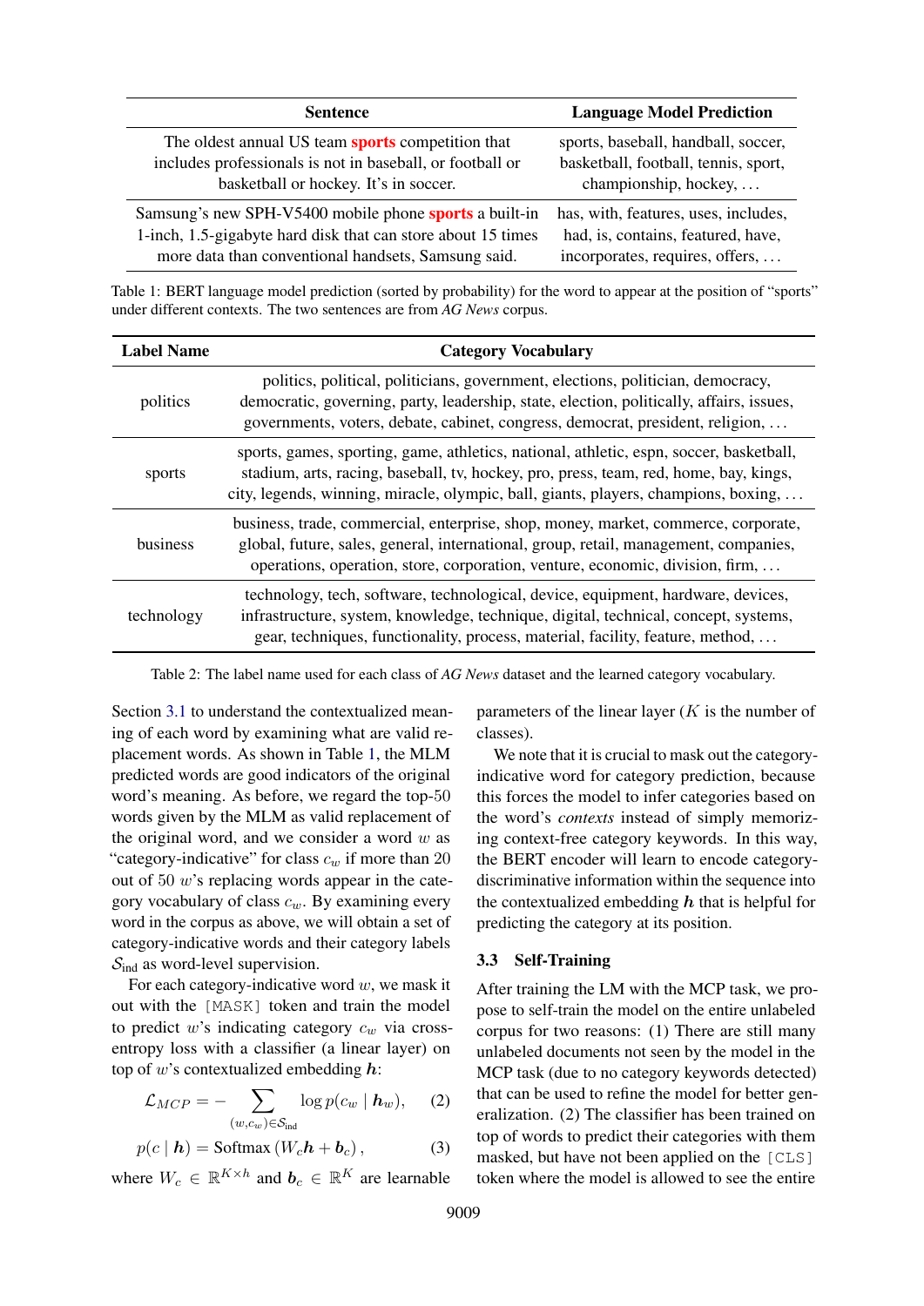| Sentence | Language Model Prediction |
|---|---|
| The oldest annual US team **sports** competition that includes professionals is not in baseball, or football or basketball or hockey. It's in soccer. | sports, baseball, handball, soccer, basketball, football, tennis, sport, championship, hockey, . . . |
| Samsung's new SPH-V5400 mobile phone **sports** a built-in 1-inch, 1.5-gigabyte hard disk that can store about 15 times more data than conventional handsets, Samsung said. | has, with, features, uses, includes, had, is, contains, featured, have, incorporates, requires, offers, . . . |

Table 1: BERT language model prediction (sorted by probability) for the word to appear at the position of "sports" under different contexts. The two sentences are from *AG News* corpus.

| Label Name | Category Vocabulary |
|---|---|
| politics | politics, political, politicians, government, elections, politician, democracy, democratic, governing, party, leadership, state, election, politically, affairs, issues, governments, voters, debate, cabinet, congress, democrat, president, religion, . . . |
| sports | sports, games, sporting, game, athletics, national, athletic, espn, soccer, basketball, stadium, arts, racing, baseball, tv, hockey, pro, press, team, red, home, bay, kings, city, legends, winning, miracle, olympic, ball, giants, players, champions, boxing, . . . |
| business | business, trade, commercial, enterprise, shop, money, market, commerce, corporate, global, future, sales, general, international, group, retail, management, companies, operations, operation, store, corporation, venture, economic, division, firm, . . . |
| technology | technology, tech, software, technological, device, equipment, hardware, devices, infrastructure, system, knowledge, technique, digital, technical, concept, systems, gear, techniques, functionality, process, material, facility, feature, method, . . . |

Table 2: The label name used for each class of *AG News* dataset and the learned category vocabulary.

Section 3.1 to understand the contextualized meaning of each word by examining what are valid replacement words. As shown in Table 1, the MLM predicted words are good indicators of the original word's meaning. As before, we regard the top-50 words given by the MLM as valid replacement of the original word, and we consider a word $w$ as "category-indicative" for class $c_w$ if more than 20 out of 50 $w$'s replacing words appear in the category vocabulary of class $c_w$. By examining every word in the corpus as above, we will obtain a set of category-indicative words and their category labels $\mathcal{S}_{\text{ind}}$ as word-level supervision.

For each category-indicative word $w$, we mask it out with the `[MASK]` token and train the model to predict $w$'s indicating category $c_w$ via cross-entropy loss with a classifier (a linear layer) on top of $w$'s contextualized embedding $\boldsymbol{h}$:

$$\mathcal{L}_{MCP} = -\sum_{(w,c_w)\in\mathcal{S}_{\text{ind}}} \log p(c_w \mid \boldsymbol{h}_w), \quad (2)$$

$$p(c \mid \boldsymbol{h}) = \text{Softmax}\left(W_c\boldsymbol{h} + \boldsymbol{b}_c\right), \quad (3)$$

where $W_c \in \mathbb{R}^{K\times h}$ and $\boldsymbol{b}_c \in \mathbb{R}^K$ are learnable parameters of the linear layer ($K$ is the number of classes).

We note that it is crucial to mask out the category-indicative word for category prediction, because this forces the model to infer categories based on the word's *contexts* instead of simply memorizing context-free category keywords. In this way, the BERT encoder will learn to encode category-discriminative information within the sequence into the contextualized embedding $\boldsymbol{h}$ that is helpful for predicting the category at its position.

### 3.3 Self-Training

After training the LM with the MCP task, we propose to self-train the model on the entire unlabeled corpus for two reasons: (1) There are still many unlabeled documents not seen by the model in the MCP task (due to no category keywords detected) that can be used to refine the model for better generalization. (2) The classifier has been trained on top of words to predict their categories with them masked, but have not been applied on the `[CLS]` token where the model is allowed to see the entire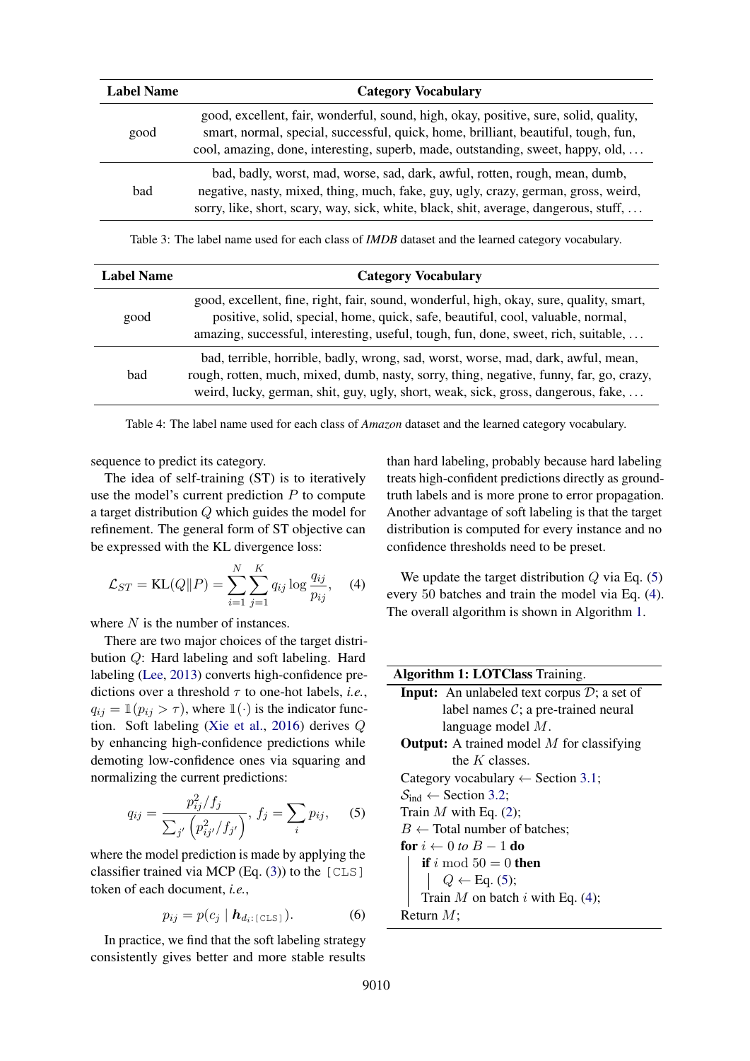| Label Name | Category Vocabulary |
|---|---|
| good | good, excellent, fair, wonderful, sound, high, okay, positive, sure, solid, quality, smart, normal, special, successful, quick, home, brilliant, beautiful, tough, fun, cool, amazing, done, interesting, superb, made, outstanding, sweet, happy, old, … |
| bad | bad, badly, worst, mad, worse, sad, dark, awful, rotten, rough, mean, dumb, negative, nasty, mixed, thing, much, fake, guy, ugly, crazy, german, gross, weird, sorry, like, short, scary, way, sick, white, black, shit, average, dangerous, stuff, … |

Table 3: The label name used for each class of *IMDB* dataset and the learned category vocabulary.

| Label Name | Category Vocabulary |
|---|---|
| good | good, excellent, fine, right, fair, sound, wonderful, high, okay, sure, quality, smart, positive, solid, special, home, quick, safe, beautiful, cool, valuable, normal, amazing, successful, interesting, useful, tough, fun, done, sweet, rich, suitable, … |
| bad | bad, terrible, horrible, badly, wrong, sad, worst, worse, mad, dark, awful, mean, rough, rotten, much, mixed, dumb, nasty, sorry, thing, negative, funny, far, go, crazy, weird, lucky, german, shit, guy, ugly, short, weak, sick, gross, dangerous, fake, … |

Table 4: The label name used for each class of *Amazon* dataset and the learned category vocabulary.

sequence to predict its category.

The idea of self-training (ST) is to iteratively use the model's current prediction $P$ to compute a target distribution $Q$ which guides the model for refinement. The general form of ST objective can be expressed with the KL divergence loss:

$$\mathcal{L}_{ST} = \text{KL}(Q \| P) = \sum_{i=1}^{N} \sum_{j=1}^{K} q_{ij} \log \frac{q_{ij}}{p_{ij}}, \quad (4)$$

where $N$ is the number of instances.

There are two major choices of the target distribution $Q$: Hard labeling and soft labeling. Hard labeling (Lee, 2013) converts high-confidence predictions over a threshold $\tau$ to one-hot labels, *i.e.*, $q_{ij} = \mathbb{1}(p_{ij} > \tau)$, where $\mathbb{1}(\cdot)$ is the indicator function. Soft labeling (Xie et al., 2016) derives $Q$ by enhancing high-confidence predictions while demoting low-confidence ones via squaring and normalizing the current predictions:

$$q_{ij} = \frac{p_{ij}^2 / f_j}{\sum_{j'} \left( p_{ij'}^2 / f_{j'} \right)}, \; f_j = \sum_i p_{ij}, \quad (5)$$

where the model prediction is made by applying the classifier trained via MCP (Eq. (3)) to the `[CLS]` token of each document, *i.e.*,

$$p_{ij} = p(c_j \mid \boldsymbol{h}_{d_i:\texttt{[CLS]}}). \quad (6)$$

In practice, we find that the soft labeling strategy consistently gives better and more stable results than hard labeling, probably because hard labeling treats high-confident predictions directly as ground-truth labels and is more prone to error propagation. Another advantage of soft labeling is that the target distribution is computed for every instance and no confidence thresholds need to be preset.

We update the target distribution $Q$ via Eq. (5) every 50 batches and train the model via Eq. (4). The overall algorithm is shown in Algorithm 1.

**Algorithm 1: LOTClass** Training.

```
Input: An unlabeled text corpus D; a set of
       label names C; a pre-trained neural
       language model M.
Output: A trained model M for classifying
        the K classes.
Category vocabulary ← Section 3.1;
S_ind ← Section 3.2;
Train M with Eq. (2);
B ← Total number of batches;
for i ← 0 to B − 1 do
    if i mod 50 = 0 then
        Q ← Eq. (5);
    Train M on batch i with Eq. (4);
Return M;
```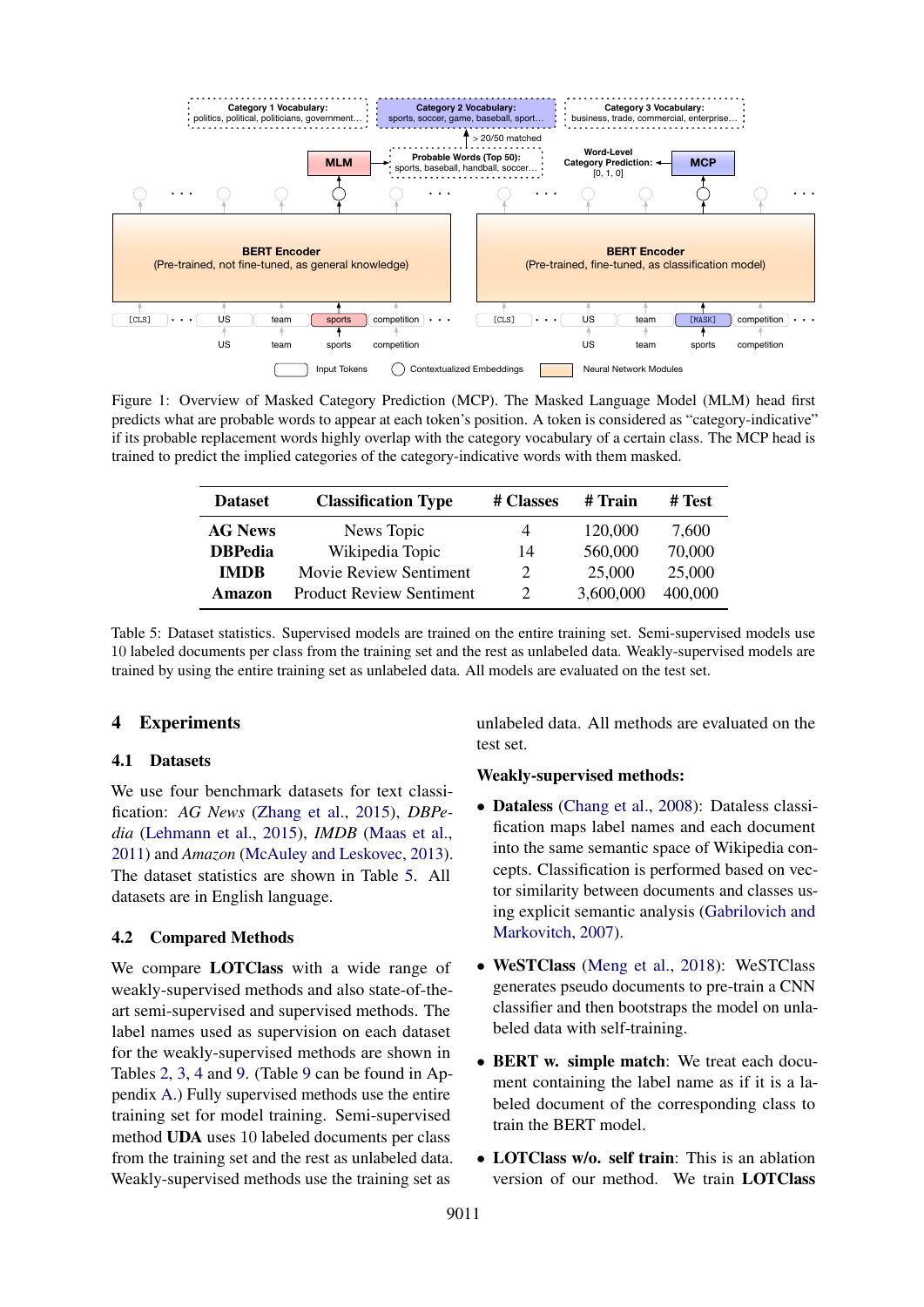Figure 1: Overview of Masked Category Prediction (MCP). The Masked Language Model (MLM) head first predicts what are probable words to appear at each token's position. A token is considered as "category-indicative" if its probable replacement words highly overlap with the category vocabulary of a certain class. The MCP head is trained to predict the implied categories of the category-indicative words with them masked.

| Dataset | Classification Type | # Classes | # Train | # Test |
|---|---|---|---|---|
| **AG News** | News Topic | 4 | 120,000 | 7,600 |
| **DBPedia** | Wikipedia Topic | 14 | 560,000 | 70,000 |
| **IMDB** | Movie Review Sentiment | 2 | 25,000 | 25,000 |
| **Amazon** | Product Review Sentiment | 2 | 3,600,000 | 400,000 |

Table 5: Dataset statistics. Supervised models are trained on the entire training set. Semi-supervised models use 10 labeled documents per class from the training set and the rest as unlabeled data. Weakly-supervised models are trained by using the entire training set as unlabeled data. All models are evaluated on the test set.

## 4 Experiments

### 4.1 Datasets

We use four benchmark datasets for text classification: *AG News* (Zhang et al., 2015), *DBPedia* (Lehmann et al., 2015), *IMDB* (Maas et al., 2011) and *Amazon* (McAuley and Leskovec, 2013). The dataset statistics are shown in Table 5. All datasets are in English language.

### 4.2 Compared Methods

We compare **LOTClass** with a wide range of weakly-supervised methods and also state-of-the-art semi-supervised and supervised methods. The label names used as supervision on each dataset for the weakly-supervised methods are shown in Tables 2, 3, 4 and 9. (Table 9 can be found in Appendix A.) Fully supervised methods use the entire training set for model training. Semi-supervised method **UDA** uses 10 labeled documents per class from the training set and the rest as unlabeled data. Weakly-supervised methods use the training set as unlabeled data. All methods are evaluated on the test set.

**Weakly-supervised methods:**

- **Dataless** (Chang et al., 2008): Dataless classification maps label names and each document into the same semantic space of Wikipedia concepts. Classification is performed based on vector similarity between documents and classes using explicit semantic analysis (Gabrilovich and Markovitch, 2007).
- **WeSTClass** (Meng et al., 2018): WeSTClass generates pseudo documents to pre-train a CNN classifier and then bootstraps the model on unlabeled data with self-training.
- **BERT w. simple match**: We treat each document containing the label name as if it is a labeled document of the corresponding class to train the BERT model.
- **LOTClass w/o. self train**: This is an ablation version of our method. We train **LOTClass**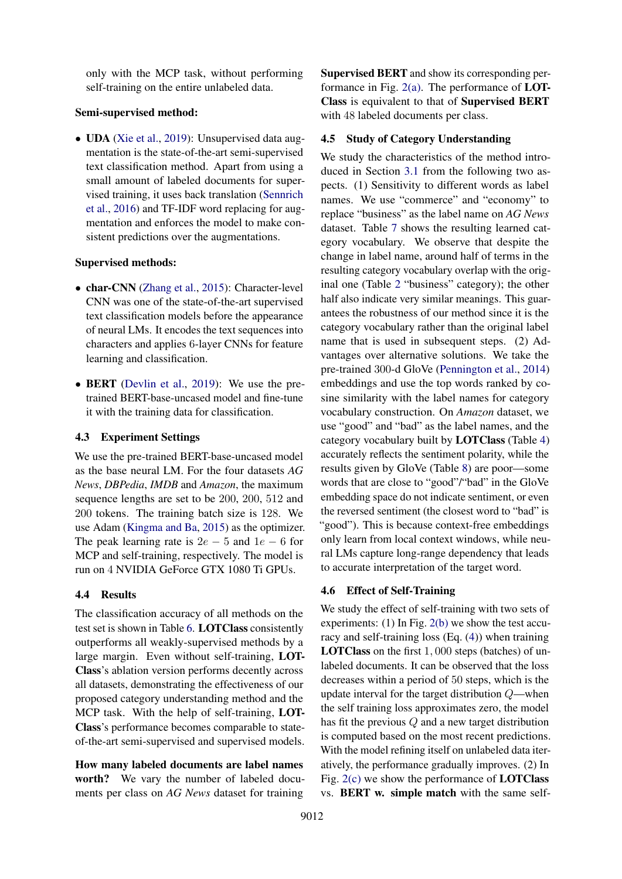only with the MCP task, without performing self-training on the entire unlabeled data.

**Semi-supervised method:**

- **UDA** (Xie et al., 2019): Unsupervised data augmentation is the state-of-the-art semi-supervised text classification method. Apart from using a small amount of labeled documents for supervised training, it uses back translation (Sennrich et al., 2016) and TF-IDF word replacing for augmentation and enforces the model to make consistent predictions over the augmentations.

**Supervised methods:**

- **char-CNN** (Zhang et al., 2015): Character-level CNN was one of the state-of-the-art supervised text classification models before the appearance of neural LMs. It encodes the text sequences into characters and applies 6-layer CNNs for feature learning and classification.
- **BERT** (Devlin et al., 2019): We use the pre-trained BERT-base-uncased model and fine-tune it with the training data for classification.

### 4.3 Experiment Settings

We use the pre-trained BERT-base-uncased model as the base neural LM. For the four datasets *AG News*, *DBPedia*, *IMDB* and *Amazon*, the maximum sequence lengths are set to be 200, 200, 512 and 200 tokens. The training batch size is 128. We use Adam (Kingma and Ba, 2015) as the optimizer. The peak learning rate is $2e-5$ and $1e-6$ for MCP and self-training, respectively. The model is run on 4 NVIDIA GeForce GTX 1080 Ti GPUs.

### 4.4 Results

The classification accuracy of all methods on the test set is shown in Table 6. **LOTClass** consistently outperforms all weakly-supervised methods by a large margin. Even without self-training, **LOTClass**'s ablation version performs decently across all datasets, demonstrating the effectiveness of our proposed category understanding method and the MCP task. With the help of self-training, **LOTClass**'s performance becomes comparable to state-of-the-art semi-supervised and supervised models.

**How many labeled documents are label names worth?** We vary the number of labeled documents per class on *AG News* dataset for training **Supervised BERT** and show its corresponding performance in Fig. 2(a). The performance of **LOTClass** is equivalent to that of **Supervised BERT** with 48 labeled documents per class.

### 4.5 Study of Category Understanding

We study the characteristics of the method introduced in Section 3.1 from the following two aspects. (1) Sensitivity to different words as label names. We use "commerce" and "economy" to replace "business" as the label name on *AG News* dataset. Table 7 shows the resulting learned category vocabulary. We observe that despite the change in label name, around half of terms in the resulting category vocabulary overlap with the original one (Table 2 "business" category); the other half also indicate very similar meanings. This guarantees the robustness of our method since it is the category vocabulary rather than the original label name that is used in subsequent steps. (2) Advantages over alternative solutions. We take the pre-trained 300-d GloVe (Pennington et al., 2014) embeddings and use the top words ranked by cosine similarity with the label names for category vocabulary construction. On *Amazon* dataset, we use "good" and "bad" as the label names, and the category vocabulary built by **LOTClass** (Table 4) accurately reflects the sentiment polarity, while the results given by GloVe (Table 8) are poor—some words that are close to "good"/"bad" in the GloVe embedding space do not indicate sentiment, or even the reversed sentiment (the closest word to "bad" is "good"). This is because context-free embeddings only learn from local context windows, while neural LMs capture long-range dependency that leads to accurate interpretation of the target word.

### 4.6 Effect of Self-Training

We study the effect of self-training with two sets of experiments: (1) In Fig. 2(b) we show the test accuracy and self-training loss (Eq. (4)) when training **LOTClass** on the first 1,000 steps (batches) of unlabeled documents. It can be observed that the loss decreases within a period of 50 steps, which is the update interval for the target distribution $Q$—when the self training loss approximates zero, the model has fit the previous $Q$ and a new target distribution is computed based on the most recent predictions. With the model refining itself on unlabeled data iteratively, the performance gradually improves. (2) In Fig. 2(c) we show the performance of **LOTClass** vs. **BERT w. simple match** with the same self-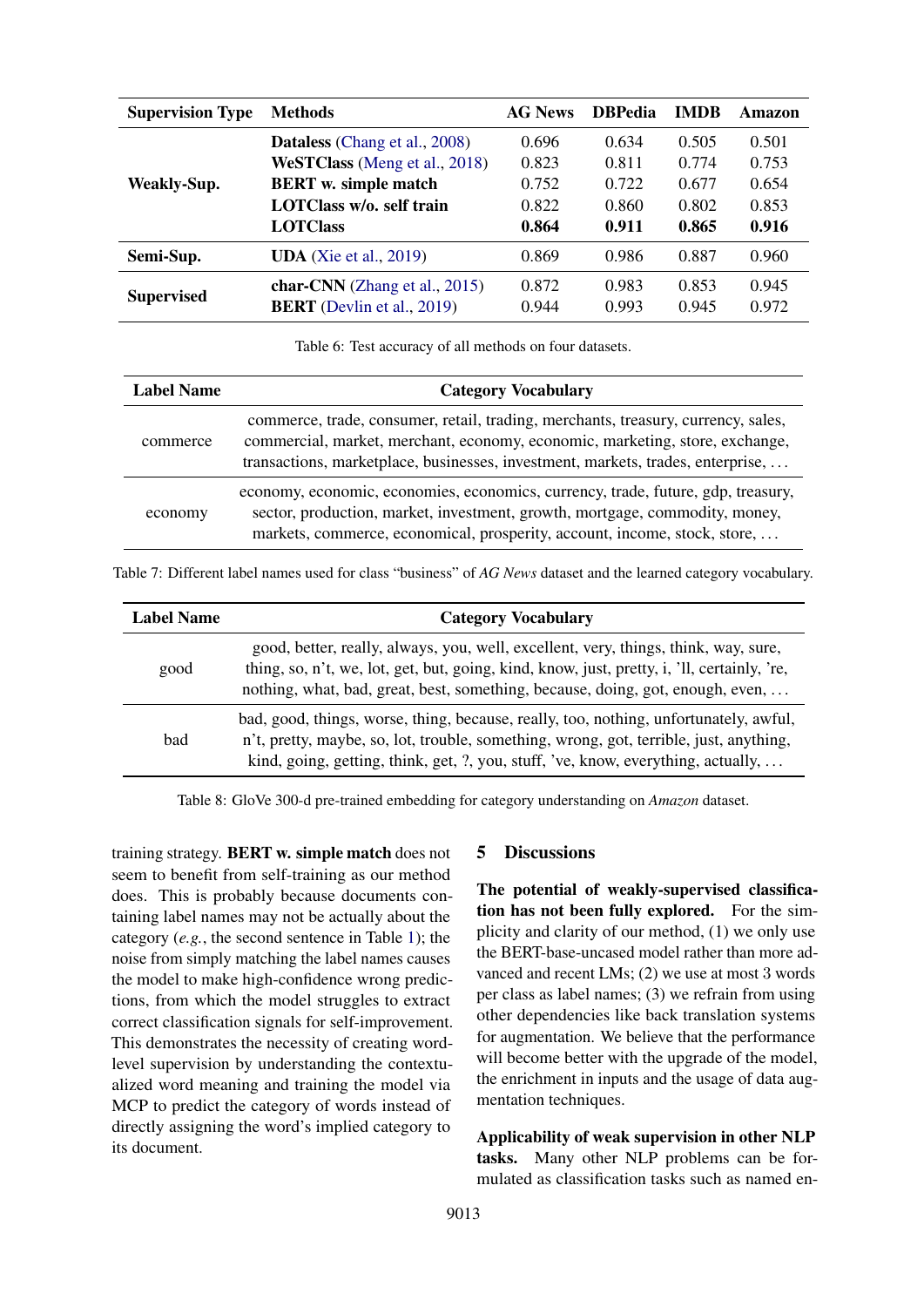| Supervision Type | Methods | AG News | DBPedia | IMDB | Amazon |
|---|---|---|---|---|---|
| Weakly-Sup. | **Dataless** (Chang et al., 2008) | 0.696 | 0.634 | 0.505 | 0.501 |
| | **WeSTClass** (Meng et al., 2018) | 0.823 | 0.811 | 0.774 | 0.753 |
| | **BERT w. simple match** | 0.752 | 0.722 | 0.677 | 0.654 |
| | **LOTClass w/o. self train** | 0.822 | 0.860 | 0.802 | 0.853 |
| | **LOTClass** | **0.864** | **0.911** | **0.865** | **0.916** |
| Semi-Sup. | **UDA** (Xie et al., 2019) | 0.869 | 0.986 | 0.887 | 0.960 |
| Supervised | **char-CNN** (Zhang et al., 2015) | 0.872 | 0.983 | 0.853 | 0.945 |
| | **BERT** (Devlin et al., 2019) | 0.944 | 0.993 | 0.945 | 0.972 |

Table 6: Test accuracy of all methods on four datasets.

| Label Name | Category Vocabulary |
|---|---|
| commerce | commerce, trade, consumer, retail, trading, merchants, treasury, currency, sales, commercial, market, merchant, economy, economic, marketing, store, exchange, transactions, marketplace, businesses, investment, markets, trades, enterprise, … |
| economy | economy, economic, economies, economics, currency, trade, future, gdp, treasury, sector, production, market, investment, growth, mortgage, commodity, money, markets, commerce, economical, prosperity, account, income, stock, store, … |

Table 7: Different label names used for class "business" of *AG News* dataset and the learned category vocabulary.

| Label Name | Category Vocabulary |
|---|---|
| good | good, better, really, always, you, well, excellent, very, things, think, way, sure, thing, so, n't, we, lot, get, but, going, kind, know, just, pretty, i, 'll, certainly, 're, nothing, what, bad, great, best, something, because, doing, got, enough, even, … |
| bad | bad, good, things, worse, thing, because, really, too, nothing, unfortunately, awful, n't, pretty, maybe, so, lot, trouble, something, wrong, got, terrible, just, anything, kind, going, getting, think, get, ?, you, stuff, 've, know, everything, actually, … |

Table 8: GloVe 300-d pre-trained embedding for category understanding on *Amazon* dataset.

training strategy. **BERT w. simple match** does not seem to benefit from self-training as our method does. This is probably because documents containing label names may not be actually about the category (*e.g.*, the second sentence in Table 1); the noise from simply matching the label names causes the model to make high-confidence wrong predictions, from which the model struggles to extract correct classification signals for self-improvement. This demonstrates the necessity of creating word-level supervision by understanding the contextualized word meaning and training the model via MCP to predict the category of words instead of directly assigning the word's implied category to its document.

## 5 Discussions

**The potential of weakly-supervised classification has not been fully explored.** For the simplicity and clarity of our method, (1) we only use the BERT-base-uncased model rather than more advanced and recent LMs; (2) we use at most 3 words per class as label names; (3) we refrain from using other dependencies like back translation systems for augmentation. We believe that the performance will become better with the upgrade of the model, the enrichment in inputs and the usage of data augmentation techniques.

**Applicability of weak supervision in other NLP tasks.** Many other NLP problems can be formulated as classification tasks such as named en-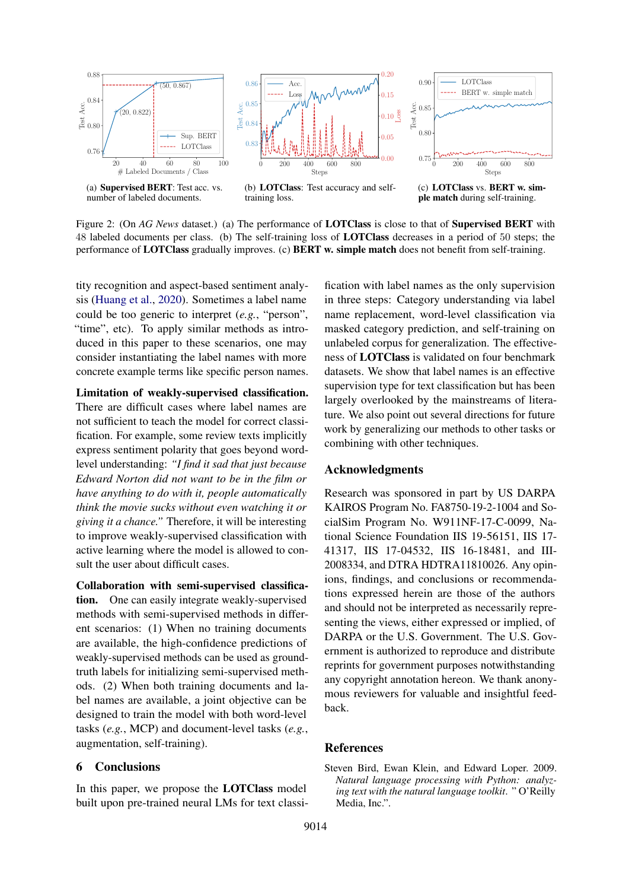(a) **Supervised BERT**: Test acc. vs. number of labeled documents.

(b) **LOTClass**: Test accuracy and self-training loss.

(c) **LOTClass** vs. **BERT w. simple match** during self-training.

Figure 2: (On *AG News* dataset.) (a) The performance of **LOTClass** is close to that of **Supervised BERT** with 48 labeled documents per class. (b) The self-training loss of **LOTClass** decreases in a period of 50 steps; the performance of **LOTClass** gradually improves. (c) **BERT w. simple match** does not benefit from self-training.

tity recognition and aspect-based sentiment analysis (Huang et al., 2020). Sometimes a label name could be too generic to interpret (*e.g.*, "person", "time", etc). To apply similar methods as introduced in this paper to these scenarios, one may consider instantiating the label names with more concrete example terms like specific person names.

**Limitation of weakly-supervised classification.** There are difficult cases where label names are not sufficient to teach the model for correct classification. For example, some review texts implicitly express sentiment polarity that goes beyond word-level understanding: *"I find it sad that just because Edward Norton did not want to be in the film or have anything to do with it, people automatically think the movie sucks without even watching it or giving it a chance."* Therefore, it will be interesting to improve weakly-supervised classification with active learning where the model is allowed to consult the user about difficult cases.

**Collaboration with semi-supervised classification.** One can easily integrate weakly-supervised methods with semi-supervised methods in different scenarios: (1) When no training documents are available, the high-confidence predictions of weakly-supervised methods can be used as ground-truth labels for initializing semi-supervised methods. (2) When both training documents and label names are available, a joint objective can be designed to train the model with both word-level tasks (*e.g.*, MCP) and document-level tasks (*e.g.*, augmentation, self-training).

## 6 Conclusions

In this paper, we propose the **LOTClass** model built upon pre-trained neural LMs for text classification with label names as the only supervision in three steps: Category understanding via label name replacement, word-level classification via masked category prediction, and self-training on unlabeled corpus for generalization. The effectiveness of **LOTClass** is validated on four benchmark datasets. We show that label names is an effective supervision type for text classification but has been largely overlooked by the mainstreams of literature. We also point out several directions for future work by generalizing our methods to other tasks or combining with other techniques.

## Acknowledgments

Research was sponsored in part by US DARPA KAIROS Program No. FA8750-19-2-1004 and SocialSim Program No. W911NF-17-C-0099, National Science Foundation IIS 19-56151, IIS 17-41317, IIS 17-04532, IIS 16-18481, and III-2008334, and DTRA HDTRA11810026. Any opinions, findings, and conclusions or recommendations expressed herein are those of the authors and should not be interpreted as necessarily representing the views, either expressed or implied, of DARPA or the U.S. Government. The U.S. Government is authorized to reproduce and distribute reprints for government purposes notwithstanding any copyright annotation hereon. We thank anonymous reviewers for valuable and insightful feedback.

## References

Steven Bird, Ewan Klein, and Edward Loper. 2009. *Natural language processing with Python: analyzing text with the natural language toolkit*. " O'Reilly Media, Inc.".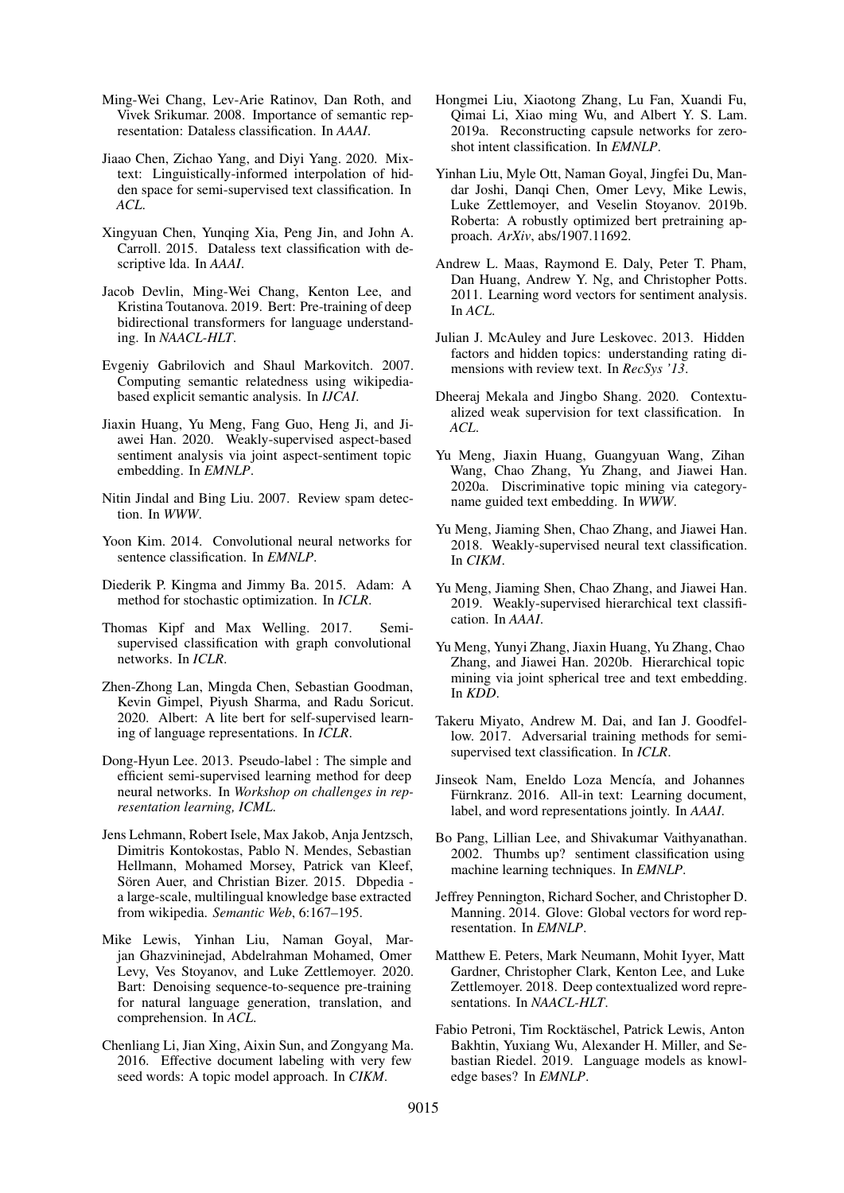Ming-Wei Chang, Lev-Arie Ratinov, Dan Roth, and Vivek Srikumar. 2008. Importance of semantic representation: Dataless classification. In *AAAI*.

Jiaao Chen, Zichao Yang, and Diyi Yang. 2020. Mixtext: Linguistically-informed interpolation of hidden space for semi-supervised text classification. In *ACL*.

Xingyuan Chen, Yunqing Xia, Peng Jin, and John A. Carroll. 2015. Dataless text classification with descriptive lda. In *AAAI*.

Jacob Devlin, Ming-Wei Chang, Kenton Lee, and Kristina Toutanova. 2019. Bert: Pre-training of deep bidirectional transformers for language understanding. In *NAACL-HLT*.

Evgeniy Gabrilovich and Shaul Markovitch. 2007. Computing semantic relatedness using wikipedia-based explicit semantic analysis. In *IJCAI*.

Jiaxin Huang, Yu Meng, Fang Guo, Heng Ji, and Jiawei Han. 2020. Weakly-supervised aspect-based sentiment analysis via joint aspect-sentiment topic embedding. In *EMNLP*.

Nitin Jindal and Bing Liu. 2007. Review spam detection. In *WWW*.

Yoon Kim. 2014. Convolutional neural networks for sentence classification. In *EMNLP*.

Diederik P. Kingma and Jimmy Ba. 2015. Adam: A method for stochastic optimization. In *ICLR*.

Thomas Kipf and Max Welling. 2017. Semi-supervised classification with graph convolutional networks. In *ICLR*.

Zhen-Zhong Lan, Mingda Chen, Sebastian Goodman, Kevin Gimpel, Piyush Sharma, and Radu Soricut. 2020. Albert: A lite bert for self-supervised learning of language representations. In *ICLR*.

Dong-Hyun Lee. 2013. Pseudo-label : The simple and efficient semi-supervised learning method for deep neural networks. In *Workshop on challenges in representation learning, ICML*.

Jens Lehmann, Robert Isele, Max Jakob, Anja Jentzsch, Dimitris Kontokostas, Pablo N. Mendes, Sebastian Hellmann, Mohamed Morsey, Patrick van Kleef, Sören Auer, and Christian Bizer. 2015. Dbpedia - a large-scale, multilingual knowledge base extracted from wikipedia. *Semantic Web*, 6:167–195.

Mike Lewis, Yinhan Liu, Naman Goyal, Marjan Ghazvininejad, Abdelrahman Mohamed, Omer Levy, Ves Stoyanov, and Luke Zettlemoyer. 2020. Bart: Denoising sequence-to-sequence pre-training for natural language generation, translation, and comprehension. In *ACL*.

Chenliang Li, Jian Xing, Aixin Sun, and Zongyang Ma. 2016. Effective document labeling with very few seed words: A topic model approach. In *CIKM*.

Hongmei Liu, Xiaotong Zhang, Lu Fan, Xuandi Fu, Qimai Li, Xiao ming Wu, and Albert Y. S. Lam. 2019a. Reconstructing capsule networks for zero-shot intent classification. In *EMNLP*.

Yinhan Liu, Myle Ott, Naman Goyal, Jingfei Du, Mandar Joshi, Danqi Chen, Omer Levy, Mike Lewis, Luke Zettlemoyer, and Veselin Stoyanov. 2019b. Roberta: A robustly optimized bert pretraining approach. *ArXiv*, abs/1907.11692.

Andrew L. Maas, Raymond E. Daly, Peter T. Pham, Dan Huang, Andrew Y. Ng, and Christopher Potts. 2011. Learning word vectors for sentiment analysis. In *ACL*.

Julian J. McAuley and Jure Leskovec. 2013. Hidden factors and hidden topics: understanding rating dimensions with review text. In *RecSys '13*.

Dheeraj Mekala and Jingbo Shang. 2020. Contextualized weak supervision for text classification. In *ACL*.

Yu Meng, Jiaxin Huang, Guangyuan Wang, Zihan Wang, Chao Zhang, Yu Zhang, and Jiawei Han. 2020a. Discriminative topic mining via category-name guided text embedding. In *WWW*.

Yu Meng, Jiaming Shen, Chao Zhang, and Jiawei Han. 2018. Weakly-supervised neural text classification. In *CIKM*.

Yu Meng, Jiaming Shen, Chao Zhang, and Jiawei Han. 2019. Weakly-supervised hierarchical text classification. In *AAAI*.

Yu Meng, Yunyi Zhang, Jiaxin Huang, Yu Zhang, Chao Zhang, and Jiawei Han. 2020b. Hierarchical topic mining via joint spherical tree and text embedding. In *KDD*.

Takeru Miyato, Andrew M. Dai, and Ian J. Goodfellow. 2017. Adversarial training methods for semi-supervised text classification. In *ICLR*.

Jinseok Nam, Eneldo Loza Mencía, and Johannes Fürnkranz. 2016. All-in text: Learning document, label, and word representations jointly. In *AAAI*.

Bo Pang, Lillian Lee, and Shivakumar Vaithyanathan. 2002. Thumbs up? sentiment classification using machine learning techniques. In *EMNLP*.

Jeffrey Pennington, Richard Socher, and Christopher D. Manning. 2014. Glove: Global vectors for word representation. In *EMNLP*.

Matthew E. Peters, Mark Neumann, Mohit Iyyer, Matt Gardner, Christopher Clark, Kenton Lee, and Luke Zettlemoyer. 2018. Deep contextualized word representations. In *NAACL-HLT*.

Fabio Petroni, Tim Rocktäschel, Patrick Lewis, Anton Bakhtin, Yuxiang Wu, Alexander H. Miller, and Sebastian Riedel. 2019. Language models as knowledge bases? In *EMNLP*.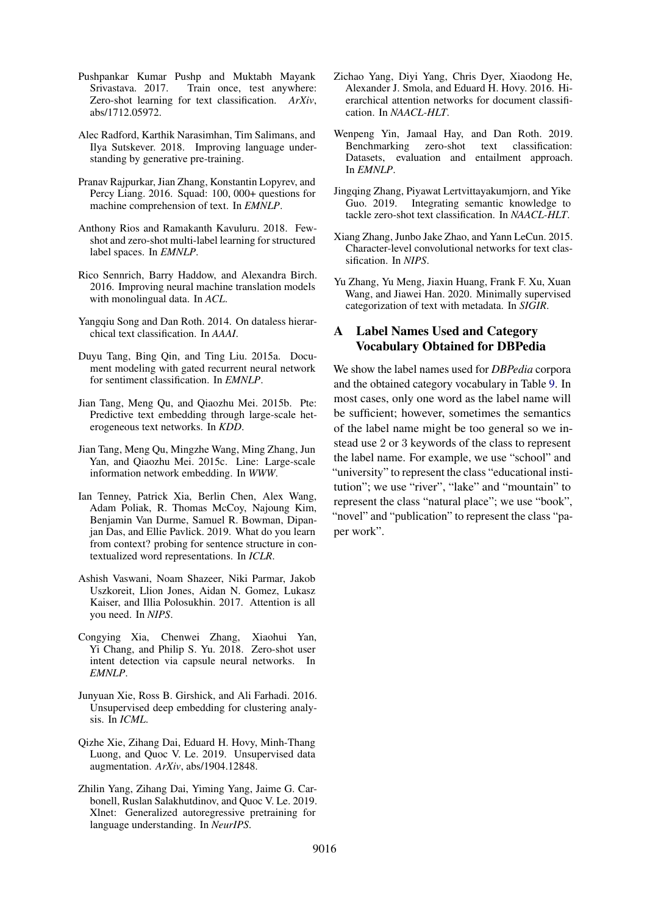Pushpankar Kumar Pushp and Muktabh Mayank Srivastava. 2017. Train once, test anywhere: Zero-shot learning for text classification. *ArXiv*, abs/1712.05972.

Alec Radford, Karthik Narasimhan, Tim Salimans, and Ilya Sutskever. 2018. Improving language understanding by generative pre-training.

Pranav Rajpurkar, Jian Zhang, Konstantin Lopyrev, and Percy Liang. 2016. Squad: 100, 000+ questions for machine comprehension of text. In *EMNLP*.

Anthony Rios and Ramakanth Kavuluru. 2018. Few-shot and zero-shot multi-label learning for structured label spaces. In *EMNLP*.

Rico Sennrich, Barry Haddow, and Alexandra Birch. 2016. Improving neural machine translation models with monolingual data. In *ACL*.

Yangqiu Song and Dan Roth. 2014. On dataless hierarchical text classification. In *AAAI*.

Duyu Tang, Bing Qin, and Ting Liu. 2015a. Document modeling with gated recurrent neural network for sentiment classification. In *EMNLP*.

Jian Tang, Meng Qu, and Qiaozhu Mei. 2015b. Pte: Predictive text embedding through large-scale heterogeneous text networks. In *KDD*.

Jian Tang, Meng Qu, Mingzhe Wang, Ming Zhang, Jun Yan, and Qiaozhu Mei. 2015c. Line: Large-scale information network embedding. In *WWW*.

Ian Tenney, Patrick Xia, Berlin Chen, Alex Wang, Adam Poliak, R. Thomas McCoy, Najoung Kim, Benjamin Van Durme, Samuel R. Bowman, Dipanjan Das, and Ellie Pavlick. 2019. What do you learn from context? probing for sentence structure in contextualized word representations. In *ICLR*.

Ashish Vaswani, Noam Shazeer, Niki Parmar, Jakob Uszkoreit, Llion Jones, Aidan N. Gomez, Lukasz Kaiser, and Illia Polosukhin. 2017. Attention is all you need. In *NIPS*.

Congying Xia, Chenwei Zhang, Xiaohui Yan, Yi Chang, and Philip S. Yu. 2018. Zero-shot user intent detection via capsule neural networks. In *EMNLP*.

Junyuan Xie, Ross B. Girshick, and Ali Farhadi. 2016. Unsupervised deep embedding for clustering analysis. In *ICML*.

Qizhe Xie, Zihang Dai, Eduard H. Hovy, Minh-Thang Luong, and Quoc V. Le. 2019. Unsupervised data augmentation. *ArXiv*, abs/1904.12848.

Zhilin Yang, Zihang Dai, Yiming Yang, Jaime G. Carbonell, Ruslan Salakhutdinov, and Quoc V. Le. 2019. Xlnet: Generalized autoregressive pretraining for language understanding. In *NeurIPS*.

Zichao Yang, Diyi Yang, Chris Dyer, Xiaodong He, Alexander J. Smola, and Eduard H. Hovy. 2016. Hierarchical attention networks for document classification. In *NAACL-HLT*.

Wenpeng Yin, Jamaal Hay, and Dan Roth. 2019. Benchmarking zero-shot text classification: Datasets, evaluation and entailment approach. In *EMNLP*.

Jingqing Zhang, Piyawat Lertvittayakumjorn, and Yike Guo. 2019. Integrating semantic knowledge to tackle zero-shot text classification. In *NAACL-HLT*.

Xiang Zhang, Junbo Jake Zhao, and Yann LeCun. 2015. Character-level convolutional networks for text classification. In *NIPS*.

Yu Zhang, Yu Meng, Jiaxin Huang, Frank F. Xu, Xuan Wang, and Jiawei Han. 2020. Minimally supervised categorization of text with metadata. In *SIGIR*.

## A Label Names Used and Category Vocabulary Obtained for DBPedia

We show the label names used for *DBPedia* corpora and the obtained category vocabulary in Table 9. In most cases, only one word as the label name will be sufficient; however, sometimes the semantics of the label name might be too general so we instead use 2 or 3 keywords of the class to represent the label name. For example, we use "school" and "university" to represent the class "educational institution"; we use "river", "lake" and "mountain" to represent the class "natural place"; we use "book", "novel" and "publication" to represent the class "paper work".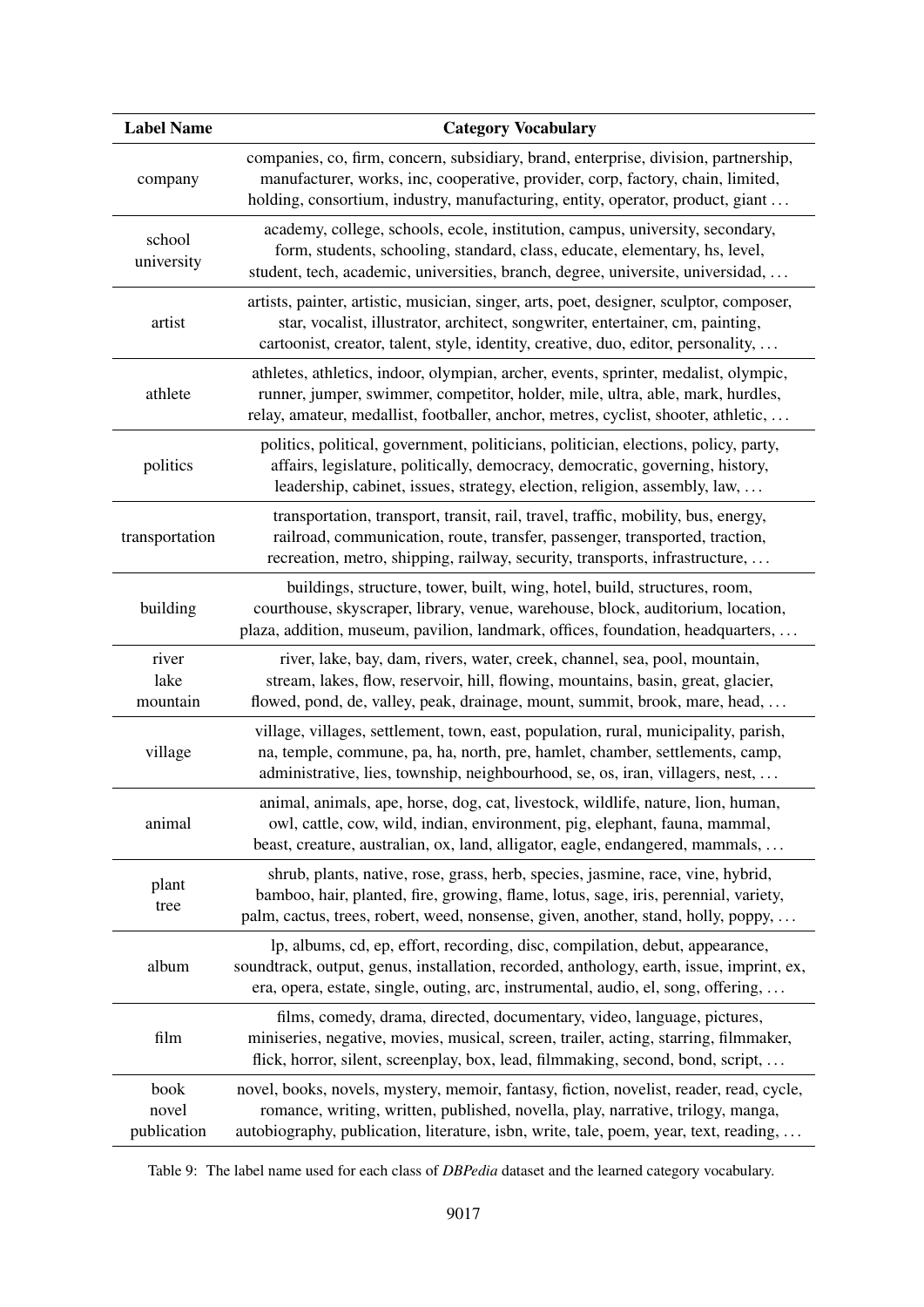| Label Name | Category Vocabulary |
|---|---|
| company | companies, co, firm, concern, subsidiary, brand, enterprise, division, partnership, manufacturer, works, inc, cooperative, provider, corp, factory, chain, limited, holding, consortium, industry, manufacturing, entity, operator, product, giant ... |
| school university | academy, college, schools, ecole, institution, campus, university, secondary, form, students, schooling, standard, class, educate, elementary, hs, level, student, tech, academic, universities, branch, degree, universite, universidad, ... |
| artist | artists, painter, artistic, musician, singer, arts, poet, designer, sculptor, composer, star, vocalist, illustrator, architect, songwriter, entertainer, cm, painting, cartoonist, creator, talent, style, identity, creative, duo, editor, personality, ... |
| athlete | athletes, athletics, indoor, olympian, archer, events, sprinter, medalist, olympic, runner, jumper, swimmer, competitor, holder, mile, ultra, able, mark, hurdles, relay, amateur, medallist, footballer, anchor, metres, cyclist, shooter, athletic, ... |
| politics | politics, political, government, politicians, politician, elections, policy, party, affairs, legislature, politically, democracy, democratic, governing, history, leadership, cabinet, issues, strategy, election, religion, assembly, law, ... |
| transportation | transportation, transport, transit, rail, travel, traffic, mobility, bus, energy, railroad, communication, route, transfer, passenger, transported, traction, recreation, metro, shipping, railway, security, transports, infrastructure, ... |
| building | buildings, structure, tower, built, wing, hotel, build, structures, room, courthouse, skyscraper, library, venue, warehouse, block, auditorium, location, plaza, addition, museum, pavilion, landmark, offices, foundation, headquarters, ... |
| river lake mountain | river, lake, bay, dam, rivers, water, creek, channel, sea, pool, mountain, stream, lakes, flow, reservoir, hill, flowing, mountains, basin, great, glacier, flowed, pond, de, valley, peak, drainage, mount, summit, brook, mare, head, ... |
| village | village, villages, settlement, town, east, population, rural, municipality, parish, na, temple, commune, pa, ha, north, pre, hamlet, chamber, settlements, camp, administrative, lies, township, neighbourhood, se, os, iran, villagers, nest, ... |
| animal | animal, animals, ape, horse, dog, cat, livestock, wildlife, nature, lion, human, owl, cattle, cow, wild, indian, environment, pig, elephant, fauna, mammal, beast, creature, australian, ox, land, alligator, eagle, endangered, mammals, ... |
| plant tree | shrub, plants, native, rose, grass, herb, species, jasmine, race, vine, hybrid, bamboo, hair, planted, fire, growing, flame, lotus, sage, iris, perennial, variety, palm, cactus, trees, robert, weed, nonsense, given, another, stand, holly, poppy, ... |
| album | lp, albums, cd, ep, effort, recording, disc, compilation, debut, appearance, soundtrack, output, genus, installation, recorded, anthology, earth, issue, imprint, ex, era, opera, estate, single, outing, arc, instrumental, audio, el, song, offering, ... |
| film | films, comedy, drama, directed, documentary, video, language, pictures, miniseries, negative, movies, musical, screen, trailer, acting, starring, filmmaker, flick, horror, silent, screenplay, box, lead, filmmaking, second, bond, script, ... |
| book novel publication | novel, books, novels, mystery, memoir, fantasy, fiction, novelist, reader, read, cycle, romance, writing, written, published, novella, play, narrative, trilogy, manga, autobiography, publication, literature, isbn, write, tale, poem, year, text, reading, ... |

Table 9: The label name used for each class of *DBPedia* dataset and the learned category vocabulary.